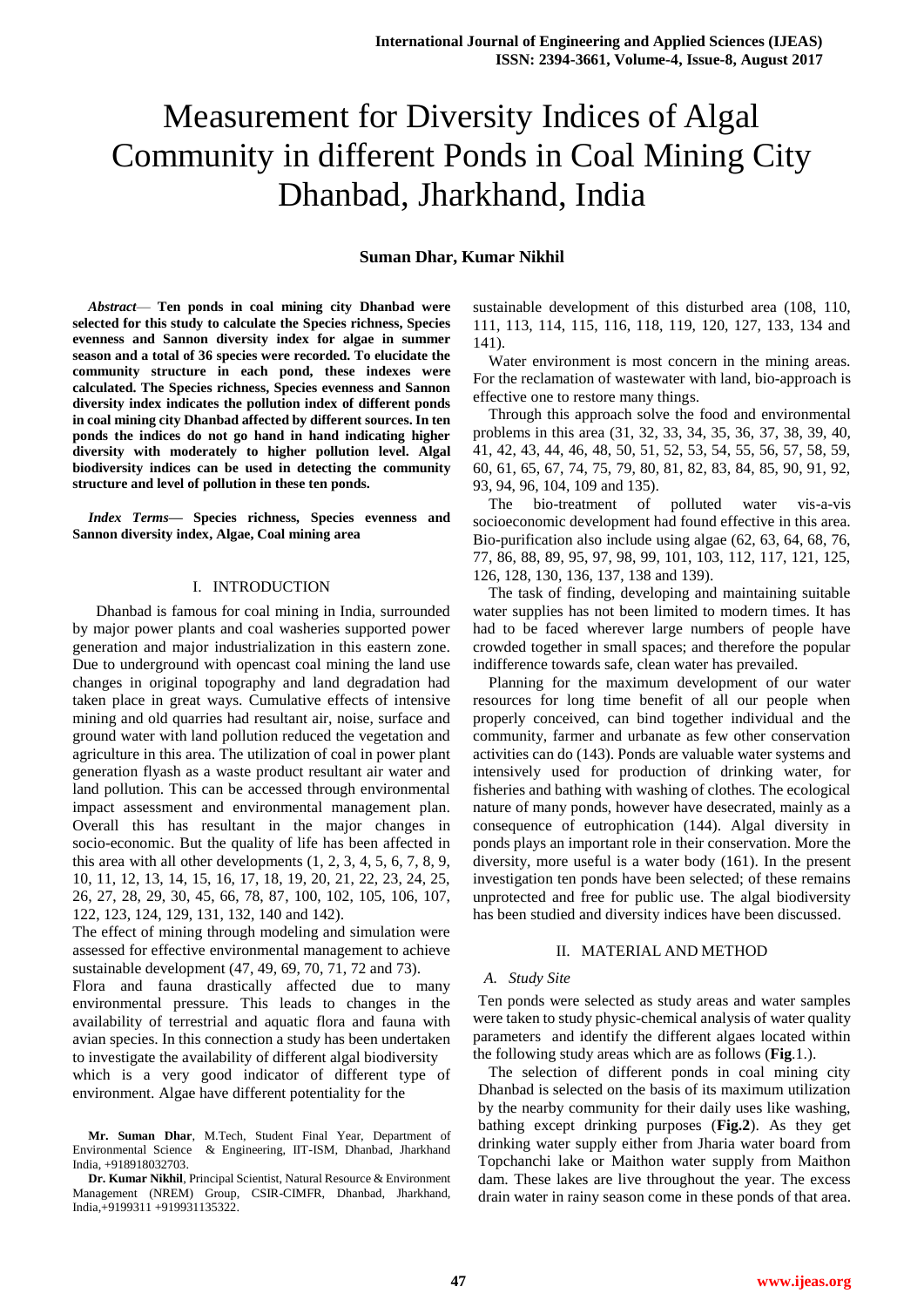# Measurement for Diversity Indices of Algal Community in different Ponds in Coal Mining City Dhanbad, Jharkhand, India

**Suman Dhar, Kumar Nikhil**

***Abstract*— Ten ponds in coal mining city Dhanbad were selected for this study to calculate the Species richness, Species evenness and Sannon diversity index for algae in summer season and a total of 36 species were recorded. To elucidate the community structure in each pond, these indexes were calculated. The Species richness, Species evenness and Sannon diversity index indicates the pollution index of different ponds in coal mining city Dhanbad affected by different sources. In ten ponds the indices do not go hand in hand indicating higher diversity with moderately to higher pollution level. Algal biodiversity indices can be used in detecting the community structure and level of pollution in these ten ponds.**

***Index Terms*— Species richness, Species evenness and Sannon diversity index, Algae, Coal mining area**

## I. INTRODUCTION

Dhanbad is famous for coal mining in India, surrounded by major power plants and coal washeries supported power generation and major industrialization in this eastern zone. Due to underground with opencast coal mining the land use changes in original topography and land degradation had taken place in great ways. Cumulative effects of intensive mining and old quarries had resultant air, noise, surface and ground water with land pollution reduced the vegetation and agriculture in this area. The utilization of coal in power plant generation flyash as a waste product resultant air water and land pollution. This can be accessed through environmental impact assessment and environmental management plan. Overall this has resultant in the major changes in socio-economic. But the quality of life has been affected in this area with all other developments (1, 2, 3, 4, 5, 6, 7, 8, 9, 10, 11, 12, 13, 14, 15, 16, 17, 18, 19, 20, 21, 22, 23, 24, 25, 26, 27, 28, 29, 30, 45, 66, 78, 87, 100, 102, 105, 106, 107, 122, 123, 124, 129, 131, 132, 140 and 142).

The effect of mining through modeling and simulation were assessed for effective environmental management to achieve sustainable development (47, 49, 69, 70, 71, 72 and 73).

Flora and fauna drastically affected due to many environmental pressure. This leads to changes in the availability of terrestrial and aquatic flora and fauna with avian species. In this connection a study has been undertaken to investigate the availability of different algal biodiversity which is a very good indicator of different type of environment. Algae have different potentiality for the sustainable development of this disturbed area (108, 110, 111, 113, 114, 115, 116, 118, 119, 120, 127, 133, 134 and 141).

Water environment is most concern in the mining areas. For the reclamation of wastewater with land, bio-approach is effective one to restore many things.

Through this approach solve the food and environmental problems in this area (31, 32, 33, 34, 35, 36, 37, 38, 39, 40, 41, 42, 43, 44, 46, 48, 50, 51, 52, 53, 54, 55, 56, 57, 58, 59, 60, 61, 65, 67, 74, 75, 79, 80, 81, 82, 83, 84, 85, 90, 91, 92, 93, 94, 96, 104, 109 and 135).

The bio-treatment of polluted water vis-a-vis socioeconomic development had found effective in this area. Bio-purification also include using algae (62, 63, 64, 68, 76, 77, 86, 88, 89, 95, 97, 98, 99, 101, 103, 112, 117, 121, 125, 126, 128, 130, 136, 137, 138 and 139).

The task of finding, developing and maintaining suitable water supplies has not been limited to modern times. It has had to be faced wherever large numbers of people have crowded together in small spaces; and therefore the popular indifference towards safe, clean water has prevailed.

Planning for the maximum development of our water resources for long time benefit of all our people when properly conceived, can bind together individual and the community, farmer and urbanate as few other conservation activities can do (143). Ponds are valuable water systems and intensively used for production of drinking water, for fisheries and bathing with washing of clothes. The ecological nature of many ponds, however have desecrated, mainly as a consequence of eutrophication (144). Algal diversity in ponds plays an important role in their conservation. More the diversity, more useful is a water body (161). In the present investigation ten ponds have been selected; of these remains unprotected and free for public use. The algal biodiversity has been studied and diversity indices have been discussed.

## II. MATERIAL AND METHOD

### *A. Study Site*

Ten ponds were selected as study areas and water samples were taken to study physic-chemical analysis of water quality parameters and identify the different algaes located within the following study areas which are as follows (**Fig**.1.).

The selection of different ponds in coal mining city Dhanbad is selected on the basis of its maximum utilization by the nearby community for their daily uses like washing, bathing except drinking purposes (**Fig.2**). As they get drinking water supply either from Jharia water board from Topchanchi lake or Maithon water supply from Maithon dam. These lakes are live throughout the year. The excess drain water in rainy season come in these ponds of that area.

**Mr. Suman Dhar**, M.Tech, Student Final Year, Department of Environmental Science & Engineering, IIT-ISM, Dhanbad, Jharkhand India, +918918032703.

**Dr. Kumar Nikhil**, Principal Scientist, Natural Resource & Environment Management (NREM) Group, CSIR-CIMFR, Dhanbad, Jharkhand, India,+9199311 +919931135322.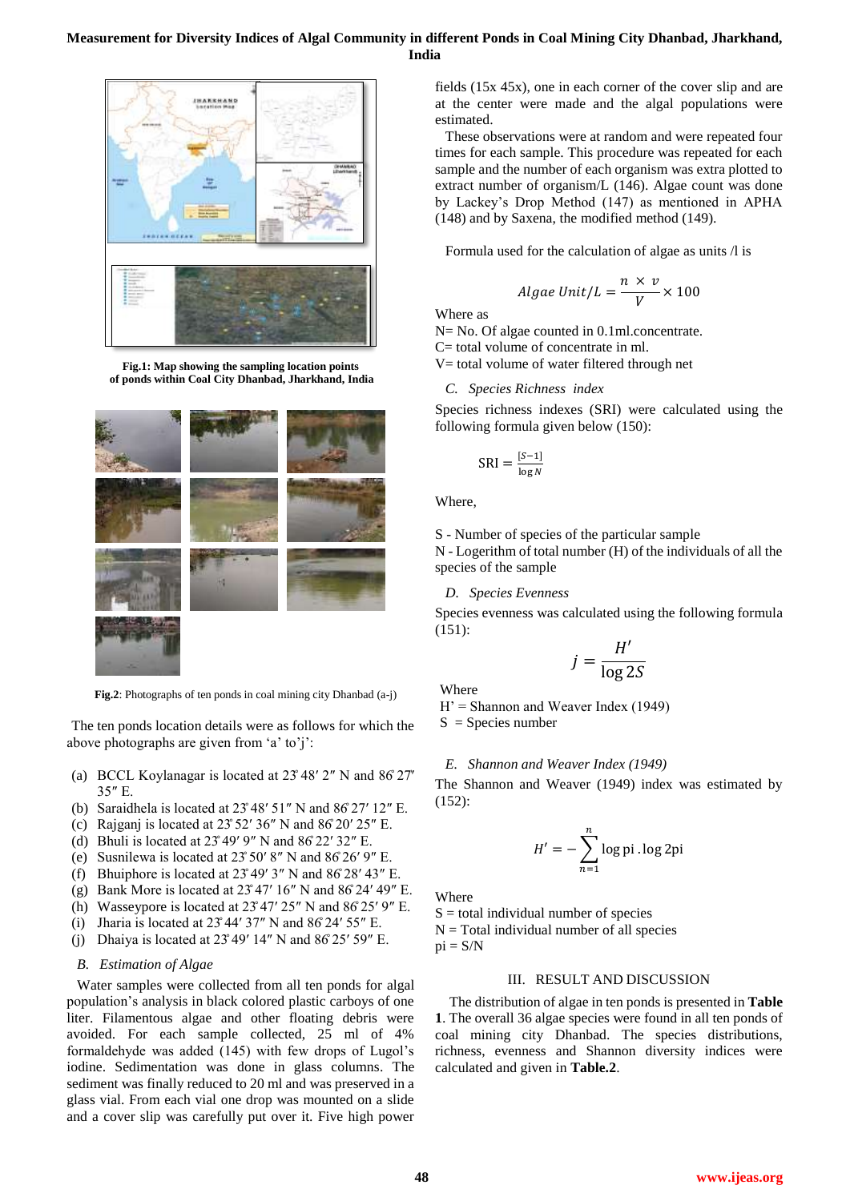Fig.1: Map showing the sampling location points of ponds within Coal City Dhanbad, Jharkhand, India

**Fig.2**: Photographs of ten ponds in coal mining city Dhanbad (a-j)

The ten ponds location details were as follows for which the above photographs are given from 'a' to'j':

(a) BCCL Koylanagar is located at 23̊ 48′ 2″ N and 86̊ 27′ 35″ E.
(b) Saraidhela is located at 23̊ 48′ 51″ N and 86̊ 27′ 12″ E.
(c) Rajganj is located at 23̊ 52′ 36″ N and 86̊ 20′ 25″ E.
(d) Bhuli is located at 23̊ 49′ 9″ N and 86̊ 22′ 32″ E.
(e) Susnilewa is located at 23̊ 50′ 8″ N and 86̊ 26′ 9″ E.
(f) Bhuiphore is located at 23̊ 49′ 3″ N and 86̊ 28′ 43″ E.
(g) Bank More is located at 23̊ 47′ 16″ N and 86̊ 24′ 49″ E.
(h) Wasseypore is located at 23̊ 47′ 25″ N and 86̊ 25′ 9″ E.
(i) Jharia is located at 23̊ 44′ 37″ N and 86̊ 24′ 55″ E.
(j) Dhaiya is located at 23̊ 49′ 14″ N and 86̊ 25′ 59″ E.

### *B. Estimation of Algae*

Water samples were collected from all ten ponds for algal population's analysis in black colored plastic carboys of one liter. Filamentous algae and other floating debris were avoided. For each sample collected, 25 ml of 4% formaldehyde was added (145) with few drops of Lugol's iodine. Sedimentation was done in glass columns. The sediment was finally reduced to 20 ml and was preserved in a glass vial. From each vial one drop was mounted on a slide and a cover slip was carefully put over it. Five high power fields (15x 45x), one in each corner of the cover slip and are at the center were made and the algal populations were estimated.

These observations were at random and were repeated four times for each sample. This procedure was repeated for each sample and the number of each organism was extra plotted to extract number of organism/L (146). Algae count was done by Lackey's Drop Method (147) as mentioned in APHA (148) and by Saxena, the modified method (149).

Formula used for the calculation of algae as units /l is

$$Algae\ Unit/L = \frac{n \times v}{V} \times 100$$

Where as

N= No. Of algae counted in 0.1ml.concentrate.
C= total volume of concentrate in ml.
V= total volume of water filtered through net

### *C. Species Richness index*

Species richness indexes (SRI) were calculated using the following formula given below (150):

$$\text{SRI} = \frac{[S-1]}{\log N}$$

Where,

S - Number of species of the particular sample
N - Logerithm of total number (H) of the individuals of all the species of the sample

### *D. Species Evenness*

Species evenness was calculated using the following formula (151):

$$j = \frac{H'}{\log 2S}$$

Where
H' = Shannon and Weaver Index (1949)
S = Species number

### *E. Shannon and Weaver Index (1949)*

The Shannon and Weaver (1949) index was estimated by (152):

$$H' = -\sum_{n=1}^{n} \log \text{pi} \,.\log 2\text{pi}$$

Where
S = total individual number of species
N = Total individual number of all species
pi = S/N

## III. RESULT AND DISCUSSION

The distribution of algae in ten ponds is presented in **Table 1**. The overall 36 algae species were found in all ten ponds of coal mining city Dhanbad. The species distributions, richness, evenness and Shannon diversity indices were calculated and given in **Table.2**.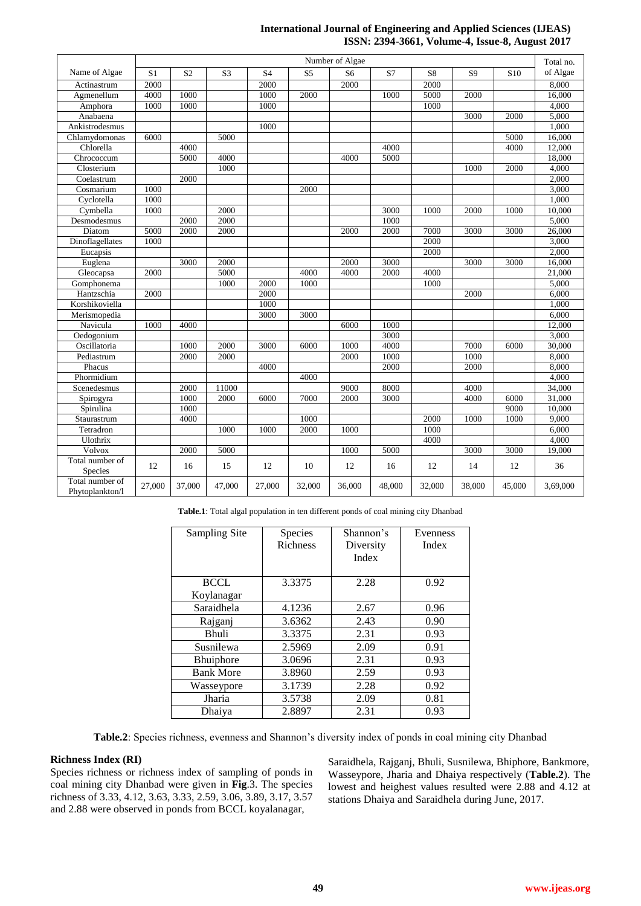| Name of Algae | Number of Algae | | | | | | | | | | Total no. of Algae |
|---|---|---|---|---|---|---|---|---|---|---|---|
| | S1 | S2 | S3 | S4 | S5 | S6 | S7 | S8 | S9 | S10 | |
| Actinastrum | 2000 | | | 2000 | | 2000 | | 2000 | | | 8,000 |
| Agmenellum | 4000 | 1000 | | 1000 | 2000 | | 1000 | 5000 | 2000 | | 16,000 |
| Amphora | 1000 | 1000 | | 1000 | | | | 1000 | | | 4,000 |
| Anabaena | | | | | | | | | 3000 | 2000 | 5,000 |
| Ankistrodesmus | | | | 1000 | | | | | | | 1,000 |
| Chlamydomonas | 6000 | | 5000 | | | | | | | 5000 | 16,000 |
| Chlorella | | 4000 | | | | | 4000 | | | 4000 | 12,000 |
| Chrococcum | | 5000 | 4000 | | | 4000 | 5000 | | | | 18,000 |
| Closterium | | | 1000 | | | | | | 1000 | 2000 | 4,000 |
| Coelastrum | | 2000 | | | | | | | | | 2,000 |
| Cosmarium | 1000 | | | | 2000 | | | | | | 3,000 |
| Cyclotella | 1000 | | | | | | | | | | 1,000 |
| Cymbella | 1000 | | 2000 | | | | 3000 | 1000 | 2000 | 1000 | 10,000 |
| Desmodesmus | | 2000 | 2000 | | | | 1000 | | | | 5,000 |
| Diatom | 5000 | 2000 | 2000 | | | 2000 | 2000 | 7000 | 3000 | 3000 | 26,000 |
| Dinoflagellates | 1000 | | | | | | | 2000 | | | 3,000 |
| Eucapsis | | | | | | | | 2000 | | | 2,000 |
| Euglena | | 3000 | 2000 | | | 2000 | 3000 | | 3000 | 3000 | 16,000 |
| Gleocapsa | 2000 | | 5000 | | 4000 | 4000 | 2000 | 4000 | | | 21,000 |
| Gomphonema | | | 1000 | 2000 | 1000 | | | 1000 | | | 5,000 |
| Hantzschia | 2000 | | | 2000 | | | | | 2000 | | 6,000 |
| Korshikoviella | | | | 1000 | | | | | | | 1,000 |
| Merismopedia | | | | 3000 | 3000 | | | | | | 6,000 |
| Navicula | 1000 | 4000 | | | | 6000 | 1000 | | | | 12,000 |
| Oedogonium | | | | | | | 3000 | | | | 3,000 |
| Oscillatoria | | 1000 | 2000 | 3000 | 6000 | 1000 | 4000 | | 7000 | 6000 | 30,000 |
| Pediastrum | | 2000 | 2000 | | | 2000 | 1000 | | 1000 | | 8,000 |
| Phacus | | | | 4000 | | | 2000 | | 2000 | | 8,000 |
| Phormidium | | | | | 4000 | | | | | | 4,000 |
| Scenedesmus | | 2000 | 11000 | | | 9000 | 8000 | | 4000 | | 34,000 |
| Spirogyra | | 1000 | 2000 | 6000 | 7000 | 2000 | 3000 | | 4000 | 6000 | 31,000 |
| Spirulina | | 1000 | | | | | | | | 9000 | 10,000 |
| Staurastrum | | 4000 | | | 1000 | | | 2000 | 1000 | 1000 | 9,000 |
| Tetradron | | | 1000 | 1000 | 2000 | 1000 | | 1000 | | | 6,000 |
| Ulothrix | | | | | | | | 4000 | | | 4,000 |
| Volvox | | 2000 | 5000 | | | 1000 | 5000 | | 3000 | 3000 | 19,000 |
| Total number of Species | 12 | 16 | 15 | 12 | 10 | 12 | 16 | 12 | 14 | 12 | 36 |
| Total number of Phytoplankton/l | 27,000 | 37,000 | 47,000 | 27,000 | 32,000 | 36,000 | 48,000 | 32,000 | 38,000 | 45,000 | 3,69,000 |

**Table.1**: Total algal population in ten different ponds of coal mining city Dhanbad

| Sampling Site | Species Richness | Shannon's Diversity Index | Evenness Index |
|---|---|---|---|
| BCCL Koylanagar | 3.3375 | 2.28 | 0.92 |
| Saraidhela | 4.1236 | 2.67 | 0.96 |
| Rajganj | 3.6362 | 2.43 | 0.90 |
| Bhuli | 3.3375 | 2.31 | 0.93 |
| Susnilewa | 2.5969 | 2.09 | 0.91 |
| Bhuiphore | 3.0696 | 2.31 | 0.93 |
| Bank More | 3.8960 | 2.59 | 0.93 |
| Wasseypore | 3.1739 | 2.28 | 0.92 |
| Jharia | 3.5738 | 2.09 | 0.81 |
| Dhaiya | 2.8897 | 2.31 | 0.93 |

**Table.2**: Species richness, evenness and Shannon's diversity index of ponds in coal mining city Dhanbad

### Richness Index (RI)

Species richness or richness index of sampling of ponds in coal mining city Dhanbad were given in **Fig**.3. The species richness of 3.33, 4.12, 3.63, 3.33, 2.59, 3.06, 3.89, 3.17, 3.57 and 2.88 were observed in ponds from BCCL koyalanagar, Saraidhela, Rajganj, Bhuli, Susnilewa, Bhiphore, Bankmore, Wasseypore, Jharia and Dhaiya respectively (**Table.2**). The lowest and heighest values resulted were 2.88 and 4.12 at stations Dhaiya and Saraidhela during June, 2017.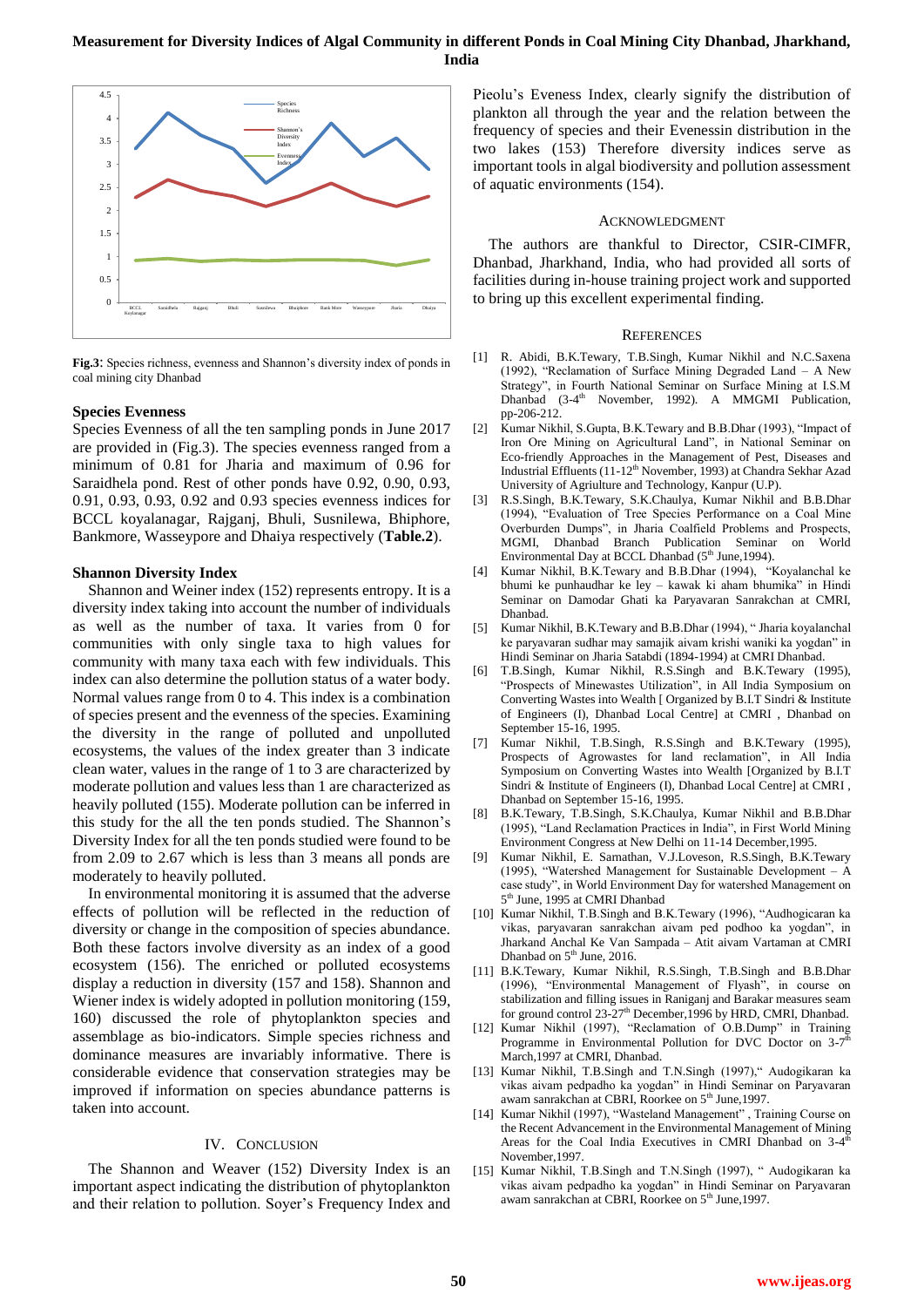Fig.3: Species richness, evenness and Shannon's diversity index of ponds in coal mining city Dhanbad

### Species Evenness

Species Evenness of all the ten sampling ponds in June 2017 are provided in (Fig.3). The species evenness ranged from a minimum of 0.81 for Jharia and maximum of 0.96 for Saraidhela pond. Rest of other ponds have 0.92, 0.90, 0.93, 0.91, 0.93, 0.93, 0.92 and 0.93 species evenness indices for BCCL koyalanagar, Rajganj, Bhuli, Susnilewa, Bhiphore, Bankmore, Wasseypore and Dhaiya respectively (**Table.2**).

### Shannon Diversity Index

Shannon and Weiner index (152) represents entropy. It is a diversity index taking into account the number of individuals as well as the number of taxa. It varies from 0 for communities with only single taxa to high values for community with many taxa each with few individuals. This index can also determine the pollution status of a water body. Normal values range from 0 to 4. This index is a combination of species present and the evenness of the species. Examining the diversity in the range of polluted and unpolluted ecosystems, the values of the index greater than 3 indicate clean water, values in the range of 1 to 3 are characterized by moderate pollution and values less than 1 are characterized as heavily polluted (155). Moderate pollution can be inferred in this study for the all the ten ponds studied. The Shannon's Diversity Index for all the ten ponds studied were found to be from 2.09 to 2.67 which is less than 3 means all ponds are moderately to heavily polluted.

In environmental monitoring it is assumed that the adverse effects of pollution will be reflected in the reduction of diversity or change in the composition of species abundance. Both these factors involve diversity as an index of a good ecosystem (156). The enriched or polluted ecosystems display a reduction in diversity (157 and 158). Shannon and Wiener index is widely adopted in pollution monitoring (159, 160) discussed the role of phytoplankton species and assemblage as bio-indicators. Simple species richness and dominance measures are invariably informative. There is considerable evidence that conservation strategies may be improved if information on species abundance patterns is taken into account.

## IV. Conclusion

The Shannon and Weaver (152) Diversity Index is an important aspect indicating the distribution of phytoplankton and their relation to pollution. Soyer's Frequency Index and Pieolu's Eveness Index, clearly signify the distribution of plankton all through the year and the relation between the frequency of species and their Evenessin distribution in the two lakes (153) Therefore diversity indices serve as important tools in algal biodiversity and pollution assessment of aquatic environments (154).

## Acknowledgment

The authors are thankful to Director, CSIR-CIMFR, Dhanbad, Jharkhand, India, who had provided all sorts of facilities during in-house training project work and supported to bring up this excellent experimental finding.

## References

[1] R. Abidi, B.K.Tewary, T.B.Singh, Kumar Nikhil and N.C.Saxena (1992), "Reclamation of Surface Mining Degraded Land – A New Strategy", in Fourth National Seminar on Surface Mining at I.S.M Dhanbad (3-4th November, 1992). A MMGMI Publication, pp-206-212.

[2] Kumar Nikhil, S.Gupta, B.K.Tewary and B.B.Dhar (1993), "Impact of Iron Ore Mining on Agricultural Land", in National Seminar on Eco-friendly Approaches in the Management of Pest, Diseases and Industrial Effluents (11-12th November, 1993) at Chandra Sekhar Azad University of Agriulture and Technology, Kanpur (U.P).

[3] R.S.Singh, B.K.Tewary, S.K.Chaulya, Kumar Nikhil and B.B.Dhar (1994), "Evaluation of Tree Species Performance on a Coal Mine Overburden Dumps", in Jharia Coalfield Problems and Prospects, MGMI, Dhanbad Branch Publication Seminar on World Environmental Day at BCCL Dhanbad (5th June,1994).

[4] Kumar Nikhil, B.K.Tewary and B.B.Dhar (1994), "Koyalanchal ke bhumi ke punhaudhar ke ley – kawak ki aham bhumika" in Hindi Seminar on Damodar Ghati ka Paryavaran Sanrakchan at CMRI, Dhanbad.

[5] Kumar Nikhil, B.K.Tewary and B.B.Dhar (1994), " Jharia koyalanchal ke paryavaran sudhar may samajik aivam krishi waniki ka yogdan" in Hindi Seminar on Jharia Satabdi (1894-1994) at CMRI Dhanbad.

[6] T.B.Singh, Kumar Nikhil, R.S.Singh and B.K.Tewary (1995), "Prospects of Minewastes Utilization", in All India Symposium on Converting Wastes into Wealth [ Organized by B.I.T Sindri & Institute of Engineers (I), Dhanbad Local Centre] at CMRI , Dhanbad on September 15-16, 1995.

[7] Kumar Nikhil, T.B.Singh, R.S.Singh and B.K.Tewary (1995), Prospects of Agrowastes for land reclamation", in All India Symposium on Converting Wastes into Wealth [Organized by B.I.T Sindri & Institute of Engineers (I), Dhanbad Local Centre] at CMRI , Dhanbad on September 15-16, 1995.

[8] B.K.Tewary, T.B.Singh, S.K.Chaulya, Kumar Nikhil and B.B.Dhar (1995), "Land Reclamation Practices in India", in First World Mining Environment Congress at New Delhi on 11-14 December,1995.

[9] Kumar Nikhil, E. Samathan, V.J.Loveson, R.S.Singh, B.K.Tewary (1995), "Watershed Management for Sustainable Development – A case study", in World Environment Day for watershed Management on 5th June, 1995 at CMRI Dhanbad

[10] Kumar Nikhil, T.B.Singh and B.K.Tewary (1996), "Audhogicaran ka vikas, paryavaran sanrakchan aivam ped podhoo ka yogdan", in Jharkand Anchal Ke Van Sampada – Atit aivam Vartaman at CMRI Dhanbad on 5th June, 2016.

[11] B.K.Tewary, Kumar Nikhil, R.S.Singh, T.B.Singh and B.B.Dhar (1996), "Environmental Management of Flyash", in course on stabilization and filling issues in Raniganj and Barakar measures seam for ground control 23-27th December,1996 by HRD, CMRI, Dhanbad.

[12] Kumar Nikhil (1997), "Reclamation of O.B.Dump" in Training Programme in Environmental Pollution for DVC Doctor on 3-7th March,1997 at CMRI, Dhanbad.

[13] Kumar Nikhil, T.B.Singh and T.N.Singh (1997)," Audogikaran ka vikas aivam pedpadho ka yogdan" in Hindi Seminar on Paryavaran awam sanrakchan at CBRI, Roorkee on 5th June,1997.

[14] Kumar Nikhil (1997), "Wasteland Management" , Training Course on the Recent Advancement in the Environmental Management of Mining Areas for the Coal India Executives in CMRI Dhanbad on 3-4th November,1997.

[15] Kumar Nikhil, T.B.Singh and T.N.Singh (1997), " Audogikaran ka vikas aivam pedpadho ka yogdan" in Hindi Seminar on Paryavaran awam sanrakchan at CBRI, Roorkee on 5th June,1997.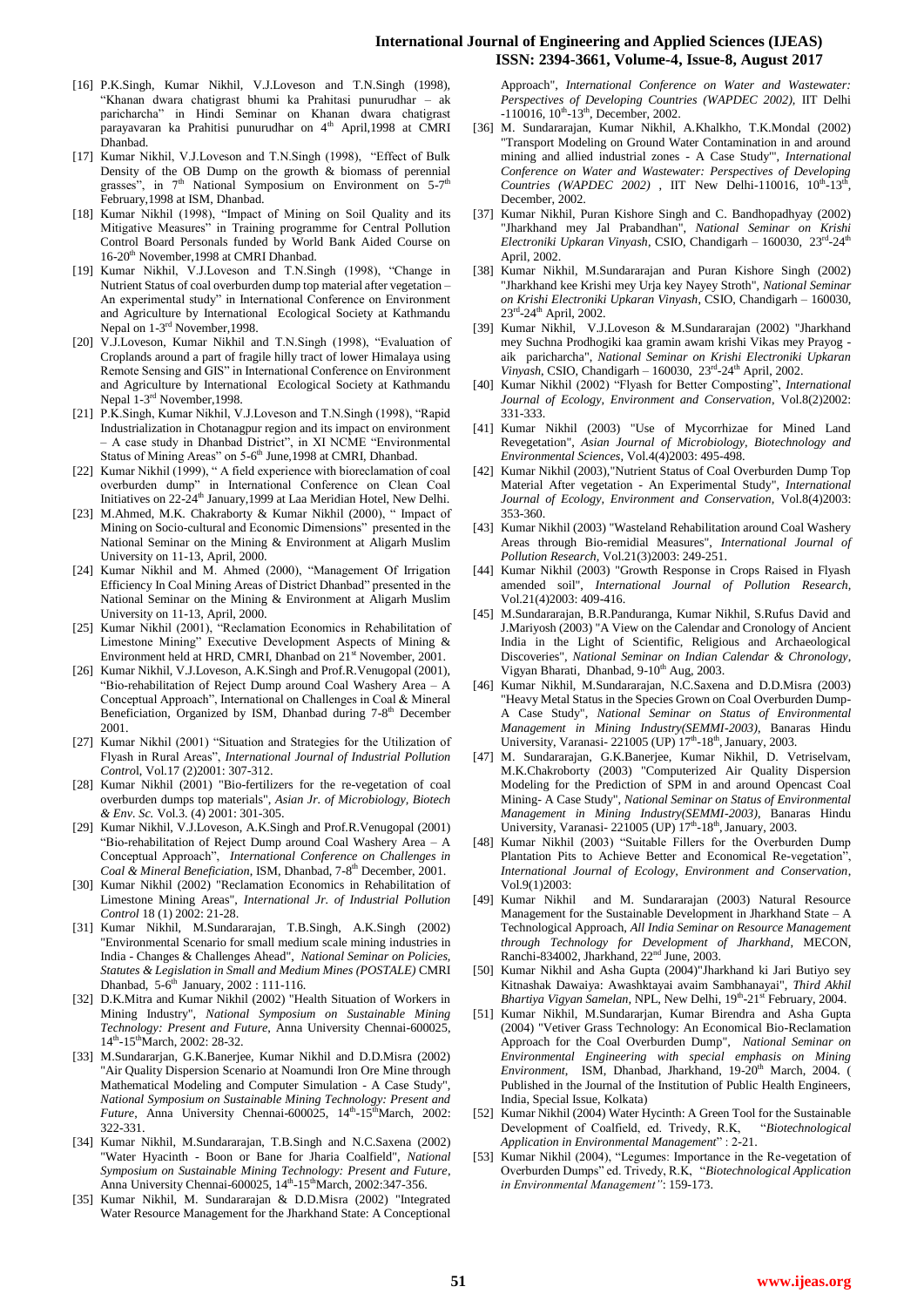[16] P.K.Singh, Kumar Nikhil, V.J.Loveson and T.N.Singh (1998), "Khanan dwara chatigrast bhumi ka Prahitasi punurudhar – ak paricharcha" in Hindi Seminar on Khanan dwara chatigrast parayavaran ka Prahitisi punurudhar on 4th April,1998 at CMRI Dhanbad.

[17] Kumar Nikhil, V.J.Loveson and T.N.Singh (1998), "Effect of Bulk Density of the OB Dump on the growth & biomass of perennial grasses", in 7th National Symposium on Environment on 5-7th February,1998 at ISM, Dhanbad.

[18] Kumar Nikhil (1998), "Impact of Mining on Soil Quality and its Mitigative Measures" in Training programme for Central Pollution Control Board Personals funded by World Bank Aided Course on 16-20th November,1998 at CMRI Dhanbad.

[19] Kumar Nikhil, V.J.Loveson and T.N.Singh (1998), "Change in Nutrient Status of coal overburden dump top material after vegetation – An experimental study" in International Conference on Environment and Agriculture by International Ecological Society at Kathmandu Nepal on 1-3rd November,1998.

[20] V.J.Loveson, Kumar Nikhil and T.N.Singh (1998), "Evaluation of Croplands around a part of fragile hilly tract of lower Himalaya using Remote Sensing and GIS" in International Conference on Environment and Agriculture by International Ecological Society at Kathmandu Nepal 1-3rd November,1998.

[21] P.K.Singh, Kumar Nikhil, V.J.Loveson and T.N.Singh (1998), "Rapid Industrialization in Chotanagpur region and its impact on environment – A case study in Dhanbad District", in XI NCME "Environmental Status of Mining Areas" on 5-6th June,1998 at CMRI, Dhanbad.

[22] Kumar Nikhil (1999), " A field experience with bioreclamation of coal overburden dump" in International Conference on Clean Coal Initiatives on 22-24th January,1999 at Laa Meridian Hotel, New Delhi.

[23] M.Ahmed, M.K. Chakraborty & Kumar Nikhil (2000), " Impact of Mining on Socio-cultural and Economic Dimensions" presented in the National Seminar on the Mining & Environment at Aligarh Muslim University on 11-13, April, 2000.

[24] Kumar Nikhil and M. Ahmed (2000), "Management Of Irrigation Efficiency In Coal Mining Areas of District Dhanbad" presented in the National Seminar on the Mining & Environment at Aligarh Muslim University on 11-13, April, 2000.

[25] Kumar Nikhil (2001), "Reclamation Economics in Rehabilitation of Limestone Mining" Executive Development Aspects of Mining & Environment held at HRD, CMRI, Dhanbad on 21st November, 2001.

[26] Kumar Nikhil, V.J.Loveson, A.K.Singh and Prof.R.Venugopal (2001), "Bio-rehabilitation of Reject Dump around Coal Washery Area – A Conceptual Approach", International on Challenges in Coal & Mineral Beneficiation, Organized by ISM, Dhanbad during 7-8th December 2001.

[27] Kumar Nikhil (2001) "Situation and Strategies for the Utilization of Flyash in Rural Areas", *International Journal of Industrial Pollution Contro*l, Vol.17 (2)2001: 307-312.

[28] Kumar Nikhil (2001) "Bio-fertilizers for the re-vegetation of coal overburden dumps top materials", *Asian Jr. of Microbiology, Biotech & Env. Sc.* Vol.3. (4) 2001: 301-305.

[29] Kumar Nikhil, V.J.Loveson, A.K.Singh and Prof.R.Venugopal (2001) "Bio-rehabilitation of Reject Dump around Coal Washery Area – A Conceptual Approach", *International Conference on Challenges in Coal & Mineral Beneficiation*, ISM, Dhanbad, 7-8th December, 2001.

[30] Kumar Nikhil (2002) "Reclamation Economics in Rehabilitation of Limestone Mining Areas", *International Jr. of Industrial Pollution Control* 18 (1) 2002: 21-28.

[31] Kumar Nikhil, M.Sundararajan, T.B.Singh, A.K.Singh (2002) "Environmental Scenario for small medium scale mining industries in India - Changes & Challenges Ahead", *National Seminar on Policies, Statutes & Legislation in Small and Medium Mines (POSTALE)* CMRI Dhanbad, 5-6th January, 2002 : 111-116.

[32] D.K.Mitra and Kumar Nikhil (2002) "Health Situation of Workers in Mining Industry", *National Symposium on Sustainable Mining Technology: Present and Future*, Anna University Chennai-600025, 14th-15thMarch, 2002: 28-32.

[33] M.Sundararjan, G.K.Banerjee, Kumar Nikhil and D.D.Misra (2002) "Air Quality Dispersion Scenario at Noamundi Iron Ore Mine through Mathematical Modeling and Computer Simulation - A Case Study", *National Symposium on Sustainable Mining Technology: Present and Future*, Anna University Chennai-600025, 14th-15thMarch, 2002: 322-331.

[34] Kumar Nikhil, M.Sundararajan, T.B.Singh and N.C.Saxena (2002) "Water Hyacinth - Boon or Bane for Jharia Coalfield", *National Symposium on Sustainable Mining Technology: Present and Future*, Anna University Chennai-600025, 14th-15thMarch, 2002:347-356.

[35] Kumar Nikhil, M. Sundararajan & D.D.Misra (2002) "Integrated Water Resource Management for the Jharkhand State: A Conceptual Approach", *International Conference on Water and Wastewater: Perspectives of Developing Countries (WAPDEC 2002)*, IIT Delhi -110016, 10th-13th, December, 2002.

[36] M. Sundararajan, Kumar Nikhil, A.Khalkho, T.K.Mondal (2002) "Transport Modeling on Ground Water Contamination in and around mining and allied industrial zones - A Case Study'", *International Conference on Water and Wastewater: Perspectives of Developing Countries (WAPDEC 2002)* , IIT New Delhi-110016, 10th-13th, December, 2002.

[37] Kumar Nikhil, Puran Kishore Singh and C. Bandhopadhyay (2002) "Jharkhand mey Jal Prabandhan", *National Seminar on Krishi Electroniki Upkaran Vinyash*, CSIO, Chandigarh – 160030, 23rd-24th April, 2002.

[38] Kumar Nikhil, M.Sundararajan and Puran Kishore Singh (2002) "Jharkhand kee Krishi mey Urja key Nayey Stroth", *National Seminar on Krishi Electroniki Upkaran Vinyash*, CSIO, Chandigarh – 160030, 23rd-24th April, 2002.

[39] Kumar Nikhil, V.J.Loveson & M.Sundararajan (2002) "Jharkhand mey Suchna Prodhogiki kaa gramin awam krishi Vikas mey Prayog - aik paricharcha", *National Seminar on Krishi Electroniki Upkaran Vinyash*, CSIO, Chandigarh – 160030, 23rd-24th April, 2002.

[40] Kumar Nikhil (2002) "Flyash for Better Composting", *International Journal of Ecology, Environment and Conservation*, Vol.8(2)2002: 331-333.

[41] Kumar Nikhil (2003) "Use of Mycorrhizae for Mined Land Revegetation", *Asian Journal of Microbiology, Biotechnology and Environmental Sciences*, Vol.4(4)2003: 495-498.

[42] Kumar Nikhil (2003),"Nutrient Status of Coal Overburden Dump Top Material After vegetation - An Experimental Study", *International Journal of Ecology, Environment and Conservation*, Vol.8(4)2003: 353-360.

[43] Kumar Nikhil (2003) "Wasteland Rehabilitation around Coal Washery Areas through Bio-remidial Measures", *International Journal of Pollution Research*, Vol.21(3)2003: 249-251.

[44] Kumar Nikhil (2003) "Growth Response in Crops Raised in Flyash amended soil", *International Journal of Pollution Research*, Vol.21(4)2003: 409-416.

[45] M.Sundararajan, B.R.Panduranga, Kumar Nikhil, S.Rufus David and J.Mariyosh (2003) "A View on the Calendar and Cronology of Ancient India in the Light of Scientific, Religious and Archaeological Discoveries", *National Seminar on Indian Calendar & Chronology*, Vigyan Bharati, Dhanbad, 9-10th Aug, 2003.

[46] Kumar Nikhil, M.Sundararajan, N.C.Saxena and D.D.Misra (2003) "Heavy Metal Status in the Species Grown on Coal Overburden Dump-A Case Study", *National Seminar on Status of Environmental Management in Mining Industry(SEMMI-2003)*, Banaras Hindu University, Varanasi- 221005 (UP) 17th-18th, January, 2003.

[47] M. Sundararajan, G.K.Banerjee, Kumar Nikhil, D. Vetriselvam, M.K.Chakroborty (2003) "Computerized Air Quality Dispersion Modeling for the Prediction of SPM in and around Opencast Coal Mining- A Case Study", *National Seminar on Status of Environmental Management in Mining Industry(SEMMI-2003)*, Banaras Hindu University, Varanasi- 221005 (UP) 17th-18th, January, 2003.

[48] Kumar Nikhil (2003) "Suitable Fillers for the Overburden Dump Plantation Pits to Achieve Better and Economical Re-vegetation", *International Journal of Ecology, Environment and Conservation*, Vol.9(1)2003:

[49] Kumar Nikhil and M. Sundararajan (2003) Natural Resource Management for the Sustainable Development in Jharkhand State – A Technological Approach, *All India Seminar on Resource Management through Technology for Development of Jharkhand*, MECON, Ranchi-834002, Jharkhand, 22nd June, 2003.

[50] Kumar Nikhil and Asha Gupta (2004)"Jharkhand ki Jari Butiyo sey Kitnashak Dawaiya: Awashktayai avaim Sambhanayai", *Third Akhil Bhartiya Vigyan Samelan*, NPL, New Delhi, 19th-21st February, 2004.

[51] Kumar Nikhil, M.Sundararjan, Kumar Birendra and Asha Gupta (2004) "Vetiver Grass Technology: An Economical Bio-Reclamation Approach for the Coal Overburden Dump", *National Seminar on Environmental Engineering with special emphasis on Mining Environment*, ISM, Dhanbad, Jharkhand, 19-20th March, 2004. ( Published in the Journal of the Institution of Public Health Engineers, India, Special Issue, Kolkata)

[52] Kumar Nikhil (2004) Water Hycinth: A Green Tool for the Sustainable Development of Coalfield, ed. Trivedy, R.K, "*Biotechnological Application in Environmental Management*" : 2-21.

[53] Kumar Nikhil (2004), "Legumes: Importance in the Re-vegetation of Overburden Dumps" ed. Trivedy, R.K, "*Biotechnological Application in Environmental Management"*: 159-173.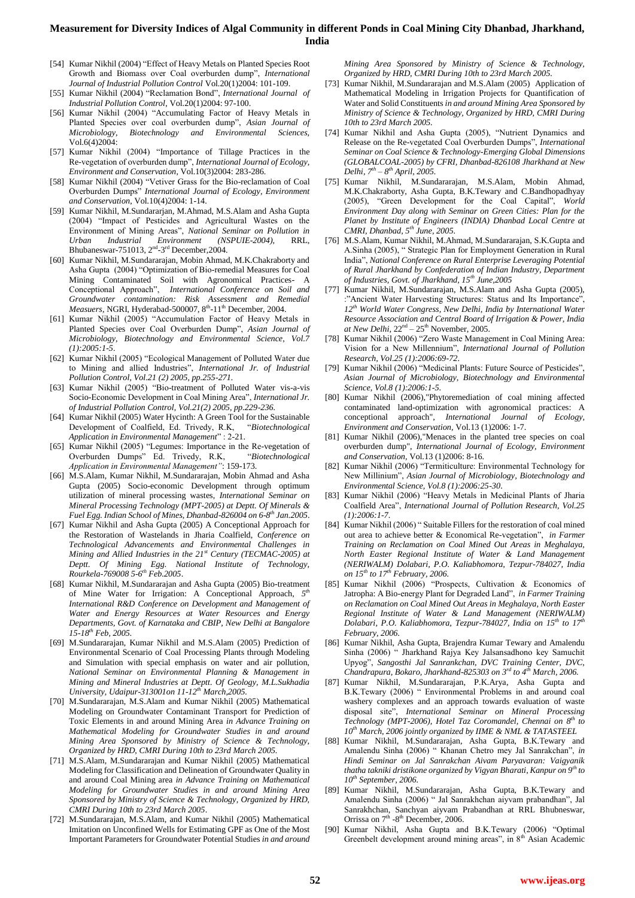[54] Kumar Nikhil (2004) "Effect of Heavy Metals on Planted Species Root Growth and Biomass over Coal overburden dump", *International Journal of Industrial Pollution Control* Vol.20(1)2004: 101-109.

[55] Kumar Nikhil (2004) "Reclamation Bond", *International Journal of Industrial Pollution Control*, Vol.20(1)2004: 97-100.

[56] Kumar Nikhil (2004) "Accumulating Factor of Heavy Metals in Planted Species over coal overburden dump", *Asian Journal of Microbiology, Biotechnology and Environmental Sciences*, Vol.6(4)2004:

[57] Kumar Nikhil (2004) "Importance of Tillage Practices in the Re-vegetation of overburden dump", *International Journal of Ecology, Environment and Conservation*, Vol.10(3)2004: 283-286.

[58] Kumar Nikhil (2004) "Vetiver Grass for the Bio-reclamation of Coal Overburden Dumps" *International Journal of Ecology, Environment and Conservation*, Vol.10(4)2004: 1-14.

[59] Kumar Nikhil, M.Sundararjan, M.Ahmad, M.S.Alam and Asha Gupta (2004) "Impact of Pesticides and Agricultural Wastes on the Environment of Mining Areas", *National Seminar on Pollution in Urban Industrial Environment (NSPUIE-2004)*, RRL, Bhubaneswar-751013, 2nd-3rd December,2004.

[60] Kumar Nikhil, M.Sundararajan, Mobin Ahmad, M.K.Chakraborty and Asha Gupta (2004) "Optimization of Bio-remedial Measures for Coal Mining Contaminated Soil with Agronomical Practices- A Conceptional Approach", *International Conference on Soil and Groundwater contamination: Risk Assessment and Remedial Measuers*, NGRI, Hyderabad-500007, 8th-11th December, 2004.

[61] Kumar Nikhil (2005) "Accumulation Factor of Heavy Metals in Planted Species over Coal Overburden Dump", *Asian Journal of Microbiology, Biotechnology and Environmental Science, Vol.7 (1):2005:1-5*.

[62] Kumar Nikhil (2005) "Ecological Management of Polluted Water due to Mining and allied Industries", *International Jr. of Industrial Pollution Control, Vol.21 (2) 2005, pp.255-271.*

[63] Kumar Nikhil (2005) "Bio-treatment of Polluted Water vis-a-vis Socio-Economic Development in Coal Mining Area", *International Jr. of Industrial Pollution Control, Vol.21(2) 2005, pp.229-236*.

[64] Kumar Nikhil (2005) Water Hycinth: A Green Tool for the Sustainable Development of Coalfield, Ed. Trivedy, R.K, "*Biotechnological Application in Environmental Management*" : 2-21.

[65] Kumar Nikhil (2005) "Legumes: Importance in the Re-vegetation of Overburden Dumps" Ed. Trivedy, R.K, "*Biotechnological Application in Environmental Management"*: 159-173.

[66] M.S.Alam, Kumar Nikhil, M.Sundararajan, Mobin Ahmad and Asha Gupta (2005) Socio-economic Development through optimum utilization of mineral processing wastes, *International Seminar on Mineral Processing Technology (MPT-2005) at Deptt. Of Minerals & Fuel Egg. Indian School of Mines, Dhanbad-826004 on 6-8th Jan.2005*.

[67] Kumar Nikhil and Asha Gupta (2005) A Conceptional Approach for the Restoration of Wastelands in Jharia Coalfield, *Conference on Technological Advancements and Environmental Challenges in Mining and Allied Industries in the 21st Century (TECMAC-2005) at Deptt. Of Mining Egg. National Institute of Technology, Rourkela-769008 5-6th Feb.2005*.

[68] Kumar Nikhil, M.Sundararajan and Asha Gupta (2005) Bio-treatment of Mine Water for Irrigation: A Conceptional Approach, *5th International R&D Conference on Development and Management of Water and Energy Resources at Water Resources and Energy Departments, Govt. of Karnataka and CBIP, New Delhi at Bangalore 15-18th Feb, 2005.*

[69] M.Sundararajan, Kumar Nikhil and M.S.Alam (2005) Prediction of Environmental Scenario of Coal Processing Plants through Modeling and Simulation with special emphasis on water and air pollution, *National Seminar on Environmental Planning & Management in Mining and Mineral Industries at Deptt. Of Geology, M.L.Sukhadia University, Udaipur-313001on 11-12th March,2005.*

[70] M.Sundararajan, M.S.Alam and Kumar Nikhil (2005) Mathematical Modeling on Groundwater Contaminant Transport for Prediction of Toxic Elements in and around Mining Area *in Advance Training on Mathematical Modeling for Groundwater Studies in and around Mining Area Sponsored by Ministry of Science & Technology, Organized by HRD, CMRI During 10th to 23rd March 2005.*

[71] M.S.Alam, M.Sundararajan and Kumar Nikhil (2005) Mathematical Modeling for Classification and Delineation of Groundwater Quality in and around Coal Mining area *in Advance Training on Mathematical Modeling for Groundwater Studies in and around Mining Area Sponsored by Ministry of Science & Technology, Organized by HRD, CMRI During 10th to 23rd March 2005*.

[72] M.Sundararajan, M.S.Alam, and Kumar Nikhil (2005) Mathematical Imitation on Unconfined Wells for Estimating GPF as One of the Most Important Parameters for Groundwater Potential Studies *in and around Mining Area Sponsored by Ministry of Science & Technology, Organized by HRD, CMRI During 10th to 23rd March 2005.*

[73] Kumar Nikhil, M.Sundararajan and M.S.Alam (2005) Application of Mathematical Modeling in Irrigation Projects for Quantification of Water and Solid Constituents *in and around Mining Area Sponsored by Ministry of Science & Technology, Organized by HRD, CMRI During 10th to 23rd March 2005.*

[74] Kumar Nikhil and Asha Gupta (2005), "Nutrient Dynamics and Release on the Re-vegetated Coal Overburden Dumps", *International Seminar on Coal Science & Technology-Emerging Global Dimensions (GLOBALCOAL-2005) by CFRI, Dhanbad-826108 Jharkhand at New Delhi, 7th – 8th April, 2005.*

[75] Kumar Nikhil, M.Sundararajan, M.S.Alam, Mobin Ahmad, M.K.Chakraborty, Asha Gupta, B.K.Tewary and C.Bandhopadhyay (2005), "Green Development for the Coal Capital", *World Environment Day along with Seminar on Green Cities: Plan for the Planet by Institute of Engineers (INDIA) Dhanbad Local Centre at CMRI, Dhanbad, 5th June, 2005.*

[76] M.S.Alam, Kumar Nikhil, M.Ahmad, M.Sundararajan, S.K.Gupta and A.Sinha (2005), " Strategic Plan for Employment Generation in Rural India", *National Conference on Rural Enterprise Leveraging Potential of Rural Jharkhand by Confederation of Indian Industry, Department of Industries, Govt. of Jharkhand, 15th June,2005*

[77] Kumar Nikhil, M.Sundararajan, M.S.Alam and Asha Gupta (2005), :"Ancient Water Harvesting Structures: Status and Its Importance", *12th World Water Congress, New Delhi, India by International Water Resource Association and Central Board of Irrigation & Power, India at New Delhi,* 22nd – 25th November, 2005.

[78] Kumar Nikhil (2006) "Zero Waste Management in Coal Mining Area: Vision for a New Millennium", *International Journal of Pollution Research, Vol.25 (1):2006:69-72*.

[79] Kumar Nikhil (2006) "Medicinal Plants: Future Source of Pesticides", *Asian Journal of Microbiology, Biotechnology and Environmental Science, Vol.8 (1):2006:1-5.*

[80] Kumar Nikhil (2006),"Phytoremediation of coal mining affected contaminated land-optimization with agronomical practices: A conceptional approach", *International Journal of Ecology, Environment and Conservation*, Vol.13 (1)2006: 1-7.

[81] Kumar Nikhil (2006),"Menaces in the planted tree species on coal overburden dump", *International Journal of Ecology, Environment and Conservation*, Vol.13 (1)2006: 8-16.

[82] Kumar Nikhil (2006) "Termiticulture: Environmental Technology for New Millinium", *Asian Journal of Microbiology, Biotechnology and Environmental Science, Vol.8 (1):2006:25-30*.

[83] Kumar Nikhil (2006) "Heavy Metals in Medicinal Plants of Jharia Coalfield Area", *International Journal of Pollution Research, Vol.25 (1):2006:1-7.*

[84] Kumar Nikhil (2006) " Suitable Fillers for the restoration of coal mined out area to achieve better & Economical Re-vegetation", *in Farmer Training on Reclamation on Coal Mined Out Areas in Meghalaya, North Easter Regional Institute of Water & Land Management (NERIWALM) Dolabari, P.O. Kaliabhomora, Tezpur-784027, India on 15th to 17th February, 2006.*

[85] Kumar Nikhil (2006) "Prospects, Cultivation & Economics of Jatropha: A Bio-energy Plant for Degraded Land", *in Farmer Training on Reclamation on Coal Mined Out Areas in Meghalaya, North Easter Regional Institute of Water & Land Management (NERIWALM) Dolabari, P.O. Kaliabhomora, Tezpur-784027, India on 15th to 17th February, 2006.*

[86] Kumar Nikhil, Asha Gupta, Brajendra Kumar Tewary and Amalendu Sinha (2006) " Jharkhand Rajya Key Jalsansadhono key Samuchit Upyog", *Sangosthi Jal Sanrankchan, DVC Training Center, DVC, Chandrapura, Bokaro, Jharkhand-825303 on 3rd to 4th March, 2006.*

[87] Kumar Nikhil, M.Sundararajan, P.K.Arya, Asha Gupta and B.K.Tewary (2006) " Environmental Problems in and around coal washery complexes and an approach towards evaluation of waste disposal site", *International Seminar on Mineral Processing Technology (MPT-2006), Hotel Taz Coromandel, Chennai on 8th to 10th March, 2006 jointly organized by IIME & NML & TATASTEEL*

[88] Kumar Nikhil, M.Sundararajan, Asha Gupta, B.K.Tewary and Amalendu Sinha (2006) " Khanan Chetro mey Jal Sanrakchan", *in Hindi Seminar on Jal Sanrakchan Aivam Paryavaran: Vaigyanik thatha takniki dristikone organized by Vigyan Bharati, Kanpur on 9th to 10th September, 2006.*

[89] Kumar Nikhil, M.Sundararajan, Asha Gupta, B.K.Tewary and Amalendu Sinha (2006) " Jal Sanrakhchan aiyvam prabandhan", Jal Sanrakhchan, Sanchyan aiyvam Prabandhan at RRL Bhubneswar, Orrissa on 7th -8th December, 2006.

[90] Kumar Nikhil, Asha Gupta and B.K.Tewary (2006) "Optimal Greenbelt development around mining areas", in 8th Asian Academic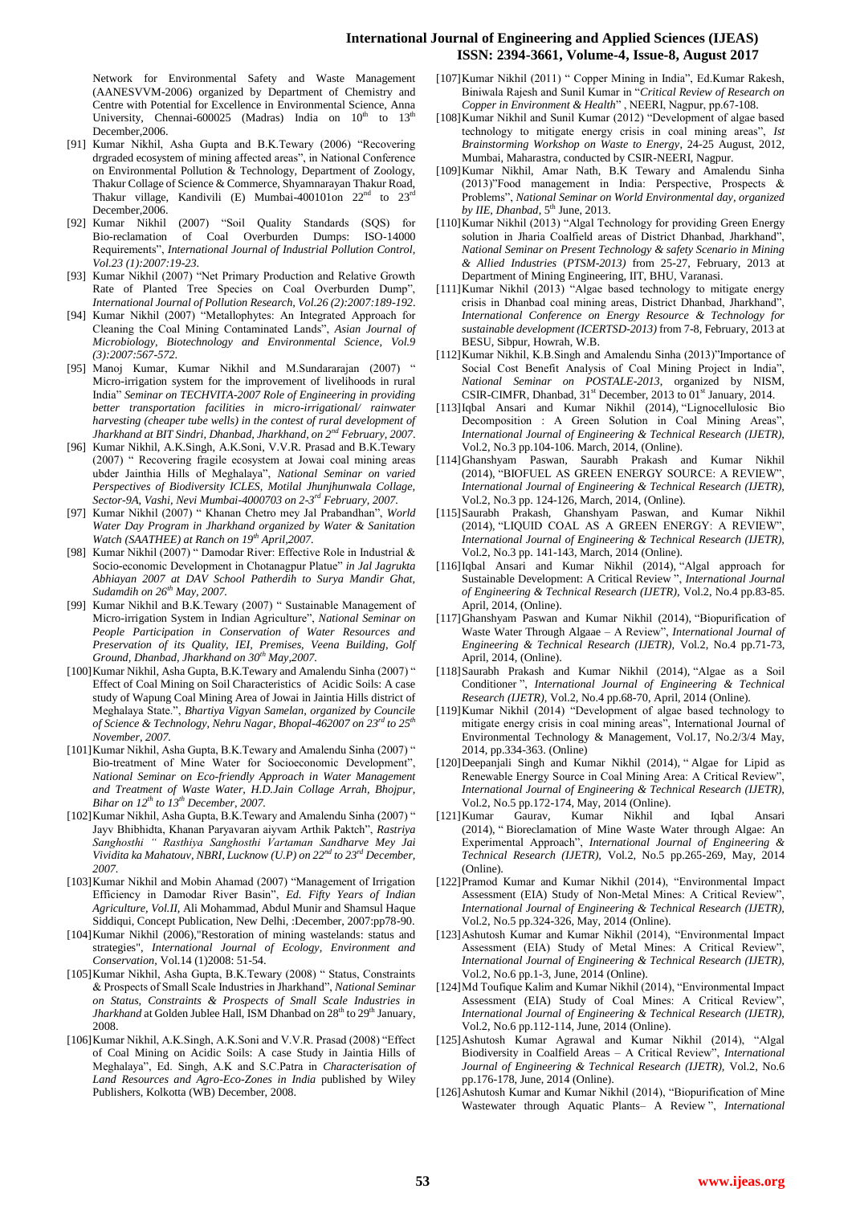Network for Environmental Safety and Waste Management (AANESVVM-2006) organized by Department of Chemistry and Centre with Potential for Excellence in Environmental Science, Anna University, Chennai-600025 (Madras) India on 10th to 13th December,2006.

[91] Kumar Nikhil, Asha Gupta and B.K.Tewary (2006) "Recovering drgraded ecosystem of mining affected areas", in National Conference on Environmental Pollution & Technology, Department of Zoology, Thakur Collage of Science & Commerce, Shyamnarayan Thakur Road, Thakur village, Kandivili (E) Mumbai-400101on 22nd to 23rd December,2006.

[92] Kumar Nikhil (2007) "Soil Quality Standards (SQS) for Bio-reclamation of Coal Overburden Dumps: ISO-14000 Requirements", *International Journal of Industrial Pollution Control, Vol.23 (1):2007:19-23*.

[93] Kumar Nikhil (2007) "Net Primary Production and Relative Growth Rate of Planted Tree Species on Coal Overburden Dump", *International Journal of Pollution Research, Vol.26 (2):2007:189-192*.

[94] Kumar Nikhil (2007) "Metallophytes: An Integrated Approach for Cleaning the Coal Mining Contaminated Lands", *Asian Journal of Microbiology, Biotechnology and Environmental Science, Vol.9 (3):2007:567-572*.

[95] Manoj Kumar, Kumar Nikhil and M.Sundararajan (2007) " Micro-irrigation system for the improvement of livelihoods in rural India" *Seminar on TECHVITA-2007 Role of Engineering in providing better transportation facilities in micro-irrigational/ rainwater harvesting (cheaper tube wells) in the contest of rural development of Jharkhand at BIT Sindri, Dhanbad, Jharkhand, on 2nd February, 2007*.

[96] Kumar Nikhil, A.K.Singh, A.K.Soni, V.V.R. Prasad and B.K.Tewary (2007) " Recovering fragile ecosystem at Jowai coal mining areas ubder Jainthia Hills of Meghalaya", *National Seminar on varied Perspectives of Biodiversity ICLES, Motilal Jhunjhunwala Collage, Sector-9A, Vashi, Nevi Mumbai-4000703 on 2-3rd February, 2007.*

[97] Kumar Nikhil (2007) " Khanan Chetro mey Jal Prabandhan", *World Water Day Program in Jharkhand organized by Water & Sanitation Watch (SAATHEE) at Ranch on 19th April,2007.*

[98] Kumar Nikhil (2007) " Damodar River: Effective Role in Industrial & Socio-economic Development in Chotanagpur Platue" *in Jal Jagrukta Abhiyaan 2007 at DAV School Patherdih to Surya Mandir Ghat, Sudamdih on 26th May, 2007.*

[99] Kumar Nikhil and B.K.Tewary (2007) " Sustainable Management of Micro-irrigation System in Indian Agriculture", *National Seminar on People Participation in Conservation of Water Resources and Preservation of its Quality, IEI, Premises, Veena Building, Golf Ground, Dhanbad, Jharkhand on 30th May,2007.*

[100] Kumar Nikhil, Asha Gupta, B.K.Tewary and Amalendu Sinha (2007) " Effect of Coal Mining on Soil Characteristics of Acidic Soils: A case study of Wapung Coal Mining Area of Jowai in Jaintia Hills district of Meghalaya State.", *Bhartiya Vigyan Samelan, organized by Councile of Science & Technology, Nehru Nagar, Bhopal-462007 on 23rd to 25th November, 2007.*

[101] Kumar Nikhil, Asha Gupta, B.K.Tewary and Amalendu Sinha (2007) " Bio-treatment of Mine Water for Socioeconomic Development", *National Seminar on Eco-friendly Approach in Water Management and Treatment of Waste Water, H.D.Jain Collage Arrah, Bhojpur, Bihar on 12th to 13th December, 2007.*

[102] Kumar Nikhil, Asha Gupta, B.K.Tewary and Amalendu Sinha (2007) " Jayv Bhibhidta, Khanan Paryavaran aiyvam Arthik Paktch", *Rastriya Sanghosthi " Rasthiya Sanghosthi Vartaman Sandharve Mey Jai Vividita ka Mahatouv, NBRI, Lucknow (U.P) on 22nd to 23rd December, 2007.*

[103] Kumar Nikhil and Mobin Ahamad (2007) "Management of Irrigation Efficiency in Damodar River Basin", *Ed. Fifty Years of Indian Agriculture, Vol.II,* Ali Mohammad, Abdul Munir and Shamsul Haque Siddiqui, Concept Publication, New Delhi, :December, 2007:pp78-90.

[104] Kumar Nikhil (2006),"Restoration of mining wastelands: status and strategies", *International Journal of Ecology, Environment and Conservation*, Vol.14 (1)2008: 51-54.

[105] Kumar Nikhil, Asha Gupta, B.K.Tewary (2008) " Status, Constraints & Prospects of Small Scale Industries in Jharkhand", *National Seminar on Status, Constraints & Prospects of Small Scale Industries in Jharkhand* at Golden Jublee Hall, ISM Dhanbad on 28th to 29th January, 2008.

[106] Kumar Nikhil, A.K.Singh, A.K.Soni and V.V.R. Prasad (2008) "Effect of Coal Mining on Acidic Soils: A case Study in Jaintia Hills of Meghalaya", Ed. Singh, A.K and S.C.Patra in *Characterisation of Land Resources and Agro-Eco-Zones in India* published by Wiley Publishers, Kolkotta (WB) December, 2008.

[107] Kumar Nikhil (2011) " Copper Mining in India", Ed.Kumar Rakesh, Biniwala Rajesh and Sunil Kumar in "*Critical Review of Research on Copper in Environment & Health*" , NEERI, Nagpur, pp.67-108.

[108] Kumar Nikhil and Sunil Kumar (2012) "Development of algae based technology to mitigate energy crisis in coal mining areas", *Ist Brainstorming Workshop on Waste to Energy*, 24-25 August, 2012, Mumbai, Maharastra, conducted by CSIR-NEERI, Nagpur.

[109] Kumar Nikhil, Amar Nath, B.K Tewary and Amalendu Sinha (2013)"Food management in India: Perspective, Prospects & Problems", *National Seminar on World Environmental day, organized by IIE, Dhanbad,* 5th June, 2013.

[110] Kumar Nikhil (2013) "Algal Technology for providing Green Energy solution in Jharia Coalfield areas of District Dhanbad, Jharkhand", *National Seminar on Present Technology & safety Scenario in Mining & Allied Industries* (*PTSM-2013)* from 25-27, February, 2013 at Department of Mining Engineering, IIT, BHU, Varanasi.

[111] Kumar Nikhil (2013) "Algae based technology to mitigate energy crisis in Dhanbad coal mining areas, District Dhanbad, Jharkhand", *International Conference on Energy Resource & Technology for sustainable development (ICERTSD-2013)* from 7-8, February, 2013 at BESU, Sibpur, Howrah, W.B.

[112] Kumar Nikhil, K.B.Singh and Amalendu Sinha (2013)"Importance of Social Cost Benefit Analysis of Coal Mining Project in India", *National Seminar on POSTALE-2013*, organized by NISM, CSIR-CIMFR, Dhanbad, 31st December, 2013 to 01st January, 2014.

[113] Iqbal Ansari and Kumar Nikhil (2014), "Lignocellulosic Bio Decomposition : A Green Solution in Coal Mining Areas", *International Journal of Engineering & Technical Research (IJETR),* Vol.2, No.3 pp.104-106. March, 2014, (Online).

[114] Ghanshyam Paswan, Saurabh Prakash and Kumar Nikhil (2014), "BIOFUEL AS GREEN ENERGY SOURCE: A REVIEW", *International Journal of Engineering & Technical Research (IJETR),* Vol.2, No.3 pp. 124-126, March, 2014, (Online).

[115] Saurabh Prakash, Ghanshyam Paswan, and Kumar Nikhil (2014), "LIQUID COAL AS A GREEN ENERGY: A REVIEW", *International Journal of Engineering & Technical Research (IJETR),* Vol.2, No.3 pp. 141-143, March, 2014 (Online).

[116] Iqbal Ansari and Kumar Nikhil (2014), "Algal approach for Sustainable Development: A Critical Review ", *International Journal of Engineering & Technical Research (IJETR),* Vol.2, No.4 pp.83-85. April, 2014, (Online).

[117] Ghanshyam Paswan and Kumar Nikhil (2014), "Biopurification of Waste Water Through Algaae – A Review", *International Journal of Engineering & Technical Research (IJETR),* Vol.2, No.4 pp.71-73, April, 2014, (Online).

[118] Saurabh Prakash and Kumar Nikhil (2014), "Algae as a Soil Conditioner ", *International Journal of Engineering & Technical Research (IJETR),* Vol.2, No.4 pp.68-70, April, 2014 (Online).

[119] Kumar Nikhil (2014) "Development of algae based technology to mitigate energy crisis in coal mining areas", International Journal of Environmental Technology & Management, Vol.17, No.2/3/4 May, 2014, pp.334-363. (Online)

[120] Deepanjali Singh and Kumar Nikhil (2014), " Algae for Lipid as Renewable Energy Source in Coal Mining Area: A Critical Review", *International Journal of Engineering & Technical Research (IJETR),* Vol.2, No.5 pp.172-174, May, 2014 (Online).

[121] Kumar Gaurav, Kumar Nikhil and Iqbal Ansari (2014), " Bioreclamation of Mine Waste Water through Algae: An Experimental Approach", *International Journal of Engineering & Technical Research (IJETR),* Vol.2, No.5 pp.265-269, May, 2014 (Online).

[122] Pramod Kumar and Kumar Nikhil (2014), "Environmental Impact Assessment (EIA) Study of Non-Metal Mines: A Critical Review", *International Journal of Engineering & Technical Research (IJETR),* Vol.2, No.5 pp.324-326, May, 2014 (Online).

[123] Ashutosh Kumar and Kumar Nikhil (2014), "Environmental Impact Assessment (EIA) Study of Metal Mines: A Critical Review", *International Journal of Engineering & Technical Research (IJETR),* Vol.2, No.6 pp.1-3, June, 2014 (Online).

[124] Md Toufique Kalim and Kumar Nikhil (2014), "Environmental Impact Assessment (EIA) Study of Coal Mines: A Critical Review", *International Journal of Engineering & Technical Research (IJETR),* Vol.2, No.6 pp.112-114, June, 2014 (Online).

[125] Ashutosh Kumar Agrawal and Kumar Nikhil (2014), "Algal Biodiversity in Coalfield Areas – A Critical Review", *International Journal of Engineering & Technical Research (IJETR),* Vol.2, No.6 pp.176-178, June, 2014 (Online).

[126] Ashutosh Kumar and Kumar Nikhil (2014), "Biopurification of Mine Wastewater through Aquatic Plants– A Review ", *International*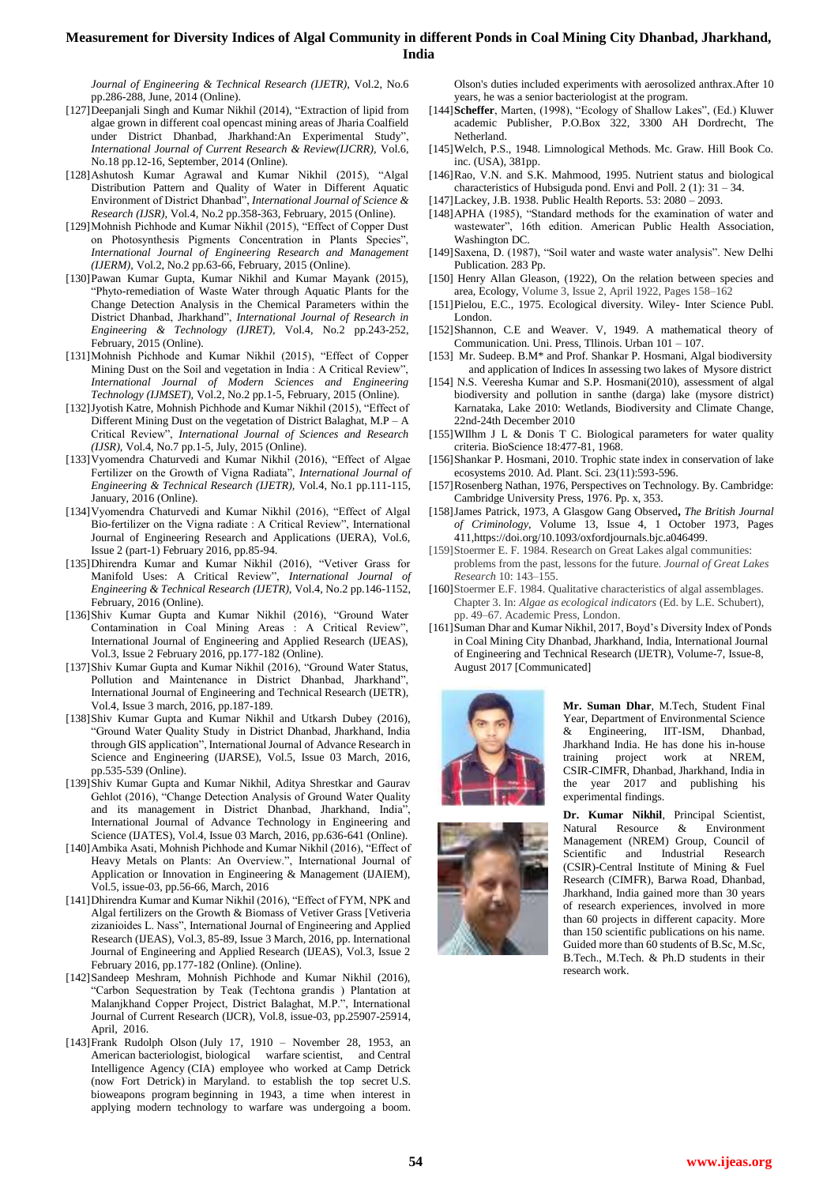*Journal of Engineering & Technical Research (IJETR),* Vol.2, No.6 pp.286-288, June, 2014 (Online).

[127] Deepanjali Singh and Kumar Nikhil (2014), "Extraction of lipid from algae grown in different coal opencast mining areas of Jharia Coalfield under District Dhanbad, Jharkhand:An Experimental Study", *International Journal of Current Research & Review(IJCRR),* Vol.6, No.18 pp.12-16, September, 2014 (Online).

[128] Ashutosh Kumar Agrawal and Kumar Nikhil (2015), "Algal Distribution Pattern and Quality of Water in Different Aquatic Environment of District Dhanbad", *International Journal of Science & Research (IJSR),* Vol.4, No.2 pp.358-363, February, 2015 (Online).

[129] Mohnish Pichhode and Kumar Nikhil (2015), "Effect of Copper Dust on Photosynthesis Pigments Concentration in Plants Species", *International Journal of Engineering Research and Management (IJERM),* Vol.2, No.2 pp.63-66, February, 2015 (Online).

[130] Pawan Kumar Gupta, Kumar Nikhil and Kumar Mayank (2015), "Phyto-remediation of Waste Water through Aquatic Plants for the Change Detection Analysis in the Chemical Parameters within the District Dhanbad, Jharkhand", *International Journal of Research in Engineering & Technology (IJRET),* Vol.4, No.2 pp.243-252, February, 2015 (Online).

[131] Mohnish Pichhode and Kumar Nikhil (2015), "Effect of Copper Mining Dust on the Soil and vegetation in India : A Critical Review", *International Journal of Modern Sciences and Engineering Technology (IJMSET),* Vol.2, No.2 pp.1-5, February, 2015 (Online).

[132] Jyotish Katre, Mohnish Pichhode and Kumar Nikhil (2015), "Effect of Different Mining Dust on the vegetation of District Balaghat, M.P – A Critical Review", *International Journal of Sciences and Research (IJSR),* Vol.4, No.7 pp.1-5, July, 2015 (Online).

[133] Vyomendra Chaturvedi and Kumar Nikhil (2016), "Effect of Algae Fertilizer on the Growth of Vigna Radiata", *International Journal of Engineering & Technical Research (IJETR),* Vol.4, No.1 pp.111-115, January, 2016 (Online).

[134] Vyomendra Chaturvedi and Kumar Nikhil (2016), "Effect of Algal Bio-fertilizer on the Vigna radiate : A Critical Review", International Journal of Engineering Research and Applications (IJERA), Vol.6, Issue 2 (part-1) February 2016, pp.85-94.

[135] Dhirendra Kumar and Kumar Nikhil (2016), "Vetiver Grass for Manifold Uses: A Critical Review", *International Journal of Engineering & Technical Research (IJETR),* Vol.4, No.2 pp.146-1152, February, 2016 (Online).

[136] Shiv Kumar Gupta and Kumar Nikhil (2016), "Ground Water Contamination in Coal Mining Areas : A Critical Review", International Journal of Engineering and Applied Research (IJEAS), Vol.3, Issue 2 February 2016, pp.177-182 (Online).

[137] Shiv Kumar Gupta and Kumar Nikhil (2016), "Ground Water Status, Pollution and Maintenance in District Dhanbad, Jharkhand", International Journal of Engineering and Technical Research (IJETR), Vol.4, Issue 3 march, 2016, pp.187-189.

[138] Shiv Kumar Gupta and Kumar Nikhil and Utkarsh Dubey (2016), "Ground Water Quality Study in District Dhanbad, Jharkhand, India through GIS application", International Journal of Advance Research in Science and Engineering (IJARSE), Vol.5, Issue 03 March, 2016, pp.535-539 (Online).

[139] Shiv Kumar Gupta and Kumar Nikhil, Aditya Shrestkar and Gaurav Gehlot (2016), "Change Detection Analysis of Ground Water Quality and its management in District Dhanbad, Jharkhand, India", International Journal of Advance Technology in Engineering and Science (IJATES), Vol.4, Issue 03 March, 2016, pp.636-641 (Online).

[140] Ambika Asati, Mohnish Pichhode and Kumar Nikhil (2016), "Effect of Heavy Metals on Plants: An Overview.", International Journal of Application or Innovation in Engineering & Management (IJAIEM), Vol.5, issue-03, pp.56-66, March, 2016

[141] Dhirendra Kumar and Kumar Nikhil (2016), "Effect of FYM, NPK and Algal fertilizers on the Growth & Biomass of Vetiver Grass [Vetiveria zizanioides L. Nass", International Journal of Engineering and Applied Research (IJEAS), Vol.3, 85-89, Issue 3 March, 2016, pp. International Journal of Engineering and Applied Research (IJEAS), Vol.3, Issue 2 February 2016, pp.177-182 (Online). (Online).

[142] Sandeep Meshram, Mohnish Pichhode and Kumar Nikhil (2016), "Carbon Sequestration by Teak (Techtona grandis ) Plantation at Malanjkhand Copper Project, District Balaghat, M.P.", International Journal of Current Research (IJCR), Vol.8, issue-03, pp.25907-25914, April, 2016.

[143] Frank Rudolph Olson (July 17, 1910 – November 28, 1953, an American bacteriologist, biological warfare scientist, and Central Intelligence Agency (CIA) employee who worked at Camp Detrick (now Fort Detrick) in Maryland. to establish the top secret U.S. bioweapons program beginning in 1943, a time when interest in applying modern technology to warfare was undergoing a boom. Olson's duties included experiments with aerosolized anthrax.After 10 years, he was a senior bacteriologist at the program.

[144] **Scheffer**, Marten, (1998), "Ecology of Shallow Lakes", (Ed.) Kluwer academic Publisher, P.O.Box 322, 3300 AH Dordrecht, The Netherland.

[145] Welch, P.S., 1948. Limnological Methods. Mc. Graw. Hill Book Co. inc. (USA), 381pp.

[146] Rao, V.N. and S.K. Mahmood, 1995. Nutrient status and biological characteristics of Hubsiguda pond. Envi and Poll. 2 (1): 31 – 34.

[147] Lackey, J.B. 1938. Public Health Reports. 53: 2080 – 2093.

[148] APHA (1985), "Standard methods for the examination of water and wastewater", 16th edition. American Public Health Association, Washington DC.

[149] Saxena, D. (1987), "Soil water and waste water analysis". New Delhi Publication. 283 Pp.

[150] Henry Allan Gleason, (1922), On the relation between species and area, Ecology, Volume 3, Issue 2, April 1922, Pages 158–162

[151] Pielou, E.C., 1975. Ecological diversity. Wiley- Inter Science Publ. London.

[152] Shannon, C.E and Weaver. V, 1949. A mathematical theory of Communication. Uni. Press, Tllinois. Urban 101 – 107.

[153] Mr. Sudeep. B.M* and Prof. Shankar P. Hosmani, Algal biodiversity and application of Indices In assessing two lakes of Mysore district

[154] N.S. Veeresha Kumar and S.P. Hosmani(2010), assessment of algal biodiversity and pollution in santhe (darga) lake (mysore district) Karnataka, Lake 2010: Wetlands, Biodiversity and Climate Change, 22nd-24th December 2010

[155] Wllhm J L & Donis T C. Biological parameters for water quality criteria. BioScience 18:477-81, 1968.

[156] Shankar P. Hosmani, 2010. Trophic state index in conservation of lake ecosystems 2010. Ad. Plant. Sci. 23(11):593-596.

[157] Rosenberg Nathan, 1976, Perspectives on Technology. By. Cambridge: Cambridge University Press, 1976. Pp. x, 353.

[158] James Patrick, 1973, A Glasgow Gang Observed**,** *The British Journal of Criminology,* Volume 13, Issue 4, 1 October 1973, Pages 411,https://doi.org/10.1093/oxfordjournals.bjc.a046499.

[159] Stoermer E. F. 1984. Research on Great Lakes algal communities: problems from the past, lessons for the future. *Journal of Great Lakes Research* 10: 143–155.

[160] Stoermer E.F. 1984. Qualitative characteristics of algal assemblages. Chapter 3. In: *Algae as ecological indicators* (Ed. by L.E. Schubert), pp. 49–67. Academic Press, London.

[161] Suman Dhar and Kumar Nikhil, 2017, Boyd's Diversity Index of Ponds in Coal Mining City Dhanbad, Jharkhand, India, International Journal of Engineering and Technical Research (IJETR), Volume-7, Issue-8, August 2017 [Communicated]

**Mr. Suman Dhar**, M.Tech, Student Final Year, Department of Environmental Science & Engineering, IIT-ISM, Dhanbad, Jharkhand India. He has done his in-house training project work at NREM, CSIR-CIMFR, Dhanbad, Jharkhand, India in the year 2017 and publishing his experimental findings.

**Dr. Kumar Nikhil**, Principal Scientist, Natural Resource & Environment Management (NREM) Group, Council of Scientific and Industrial Research (CSIR)-Central Institute of Mining & Fuel Research (CIMFR), Barwa Road, Dhanbad, Jharkhand, India gained more than 30 years of research experiences, involved in more than 60 projects in different capacity. More than 150 scientific publications on his name. Guided more than 60 students of B.Sc, M.Sc, B.Tech., M.Tech. & Ph.D students in their research work.